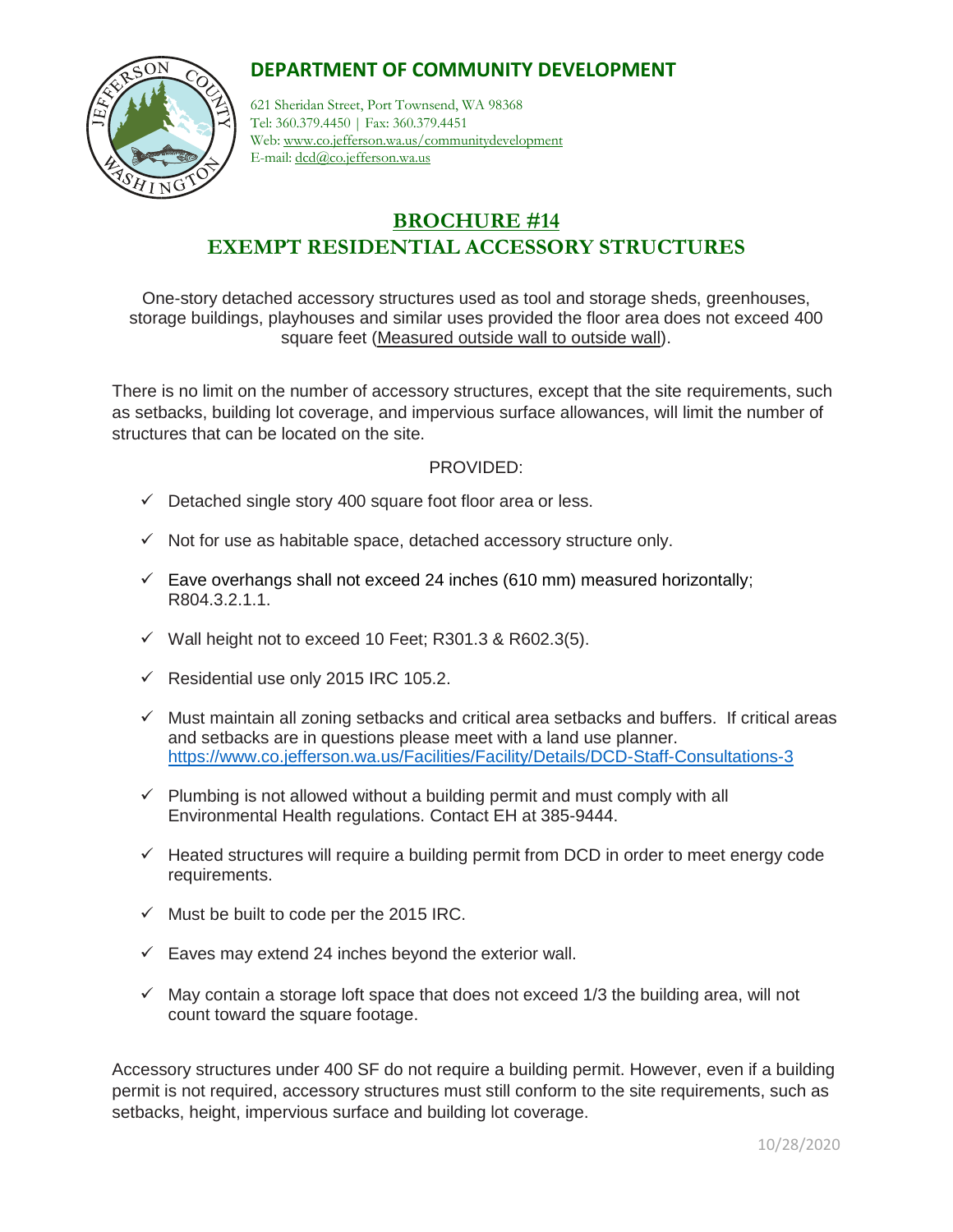## DEPARTMENT OF COMMUNITY DEVELOPMENT

621 Sheridan Street, Port Townsend, WA 98368
Tel: 360.379.4450 | Fax: 360.379.4451
Web: www.co.jefferson.wa.us/communitydevelopment
E-mail: dcd@co.jefferson.wa.us

# BROCHURE #14
# EXEMPT RESIDENTIAL ACCESSORY STRUCTURES

One-story detached accessory structures used as tool and storage sheds, greenhouses, storage buildings, playhouses and similar uses provided the floor area does not exceed 400 square feet (Measured outside wall to outside wall).

There is no limit on the number of accessory structures, except that the site requirements, such as setbacks, building lot coverage, and impervious surface allowances, will limit the number of structures that can be located on the site.

PROVIDED:

- ✓ Detached single story 400 square foot floor area or less.
- ✓ Not for use as habitable space, detached accessory structure only.
- ✓ Eave overhangs shall not exceed 24 inches (610 mm) measured horizontally; R804.3.2.1.1.
- ✓ Wall height not to exceed 10 Feet; R301.3 & R602.3(5).
- ✓ Residential use only 2015 IRC 105.2.
- ✓ Must maintain all zoning setbacks and critical area setbacks and buffers. If critical areas and setbacks are in questions please meet with a land use planner. https://www.co.jefferson.wa.us/Facilities/Facility/Details/DCD-Staff-Consultations-3
- ✓ Plumbing is not allowed without a building permit and must comply with all Environmental Health regulations. Contact EH at 385-9444.
- ✓ Heated structures will require a building permit from DCD in order to meet energy code requirements.
- ✓ Must be built to code per the 2015 IRC.
- ✓ Eaves may extend 24 inches beyond the exterior wall.
- ✓ May contain a storage loft space that does not exceed 1/3 the building area, will not count toward the square footage.

Accessory structures under 400 SF do not require a building permit. However, even if a building permit is not required, accessory structures must still conform to the site requirements, such as setbacks, height, impervious surface and building lot coverage.

10/28/2020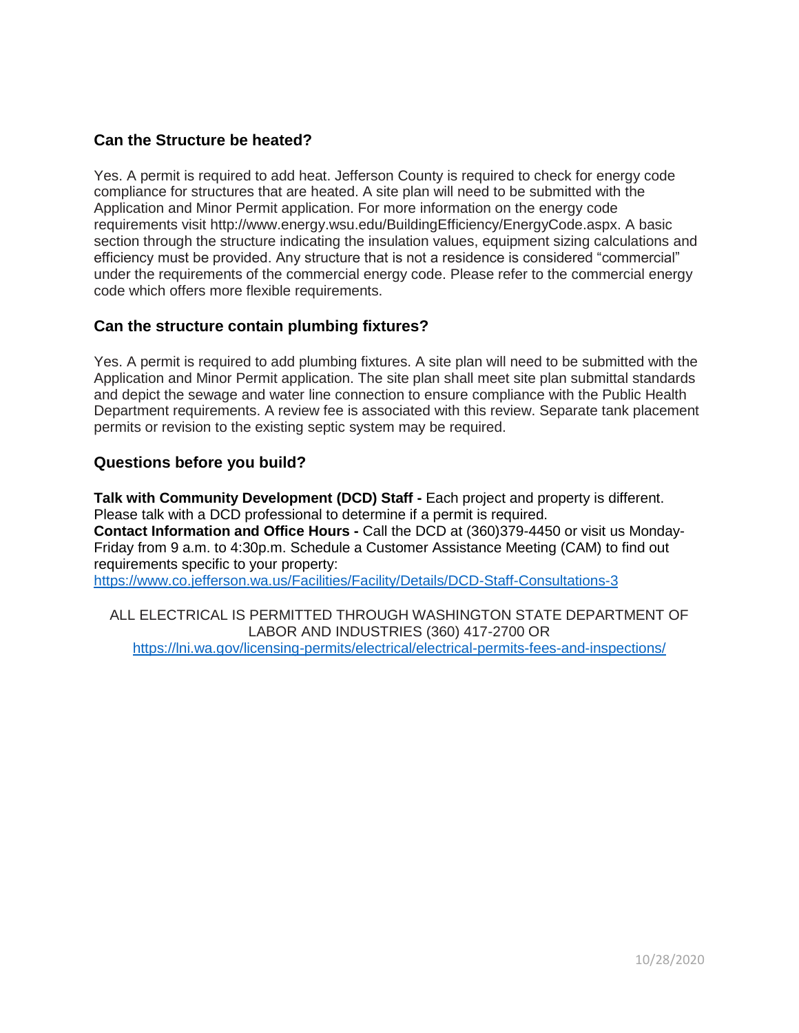## Can the Structure be heated?

Yes. A permit is required to add heat. Jefferson County is required to check for energy code compliance for structures that are heated. A site plan will need to be submitted with the Application and Minor Permit application. For more information on the energy code requirements visit http://www.energy.wsu.edu/BuildingEfficiency/EnergyCode.aspx. A basic section through the structure indicating the insulation values, equipment sizing calculations and efficiency must be provided. Any structure that is not a residence is considered "commercial" under the requirements of the commercial energy code. Please refer to the commercial energy code which offers more flexible requirements.

## Can the structure contain plumbing fixtures?

Yes. A permit is required to add plumbing fixtures. A site plan will need to be submitted with the Application and Minor Permit application. The site plan shall meet site plan submittal standards and depict the sewage and water line connection to ensure compliance with the Public Health Department requirements. A review fee is associated with this review. Separate tank placement permits or revision to the existing septic system may be required.

## Questions before you build?

**Talk with Community Development (DCD) Staff -** Each project and property is different. Please talk with a DCD professional to determine if a permit is required.
**Contact Information and Office Hours -** Call the DCD at (360)379-4450 or visit us Monday-Friday from 9 a.m. to 4:30p.m. Schedule a Customer Assistance Meeting (CAM) to find out requirements specific to your property:
https://www.co.jefferson.wa.us/Facilities/Facility/Details/DCD-Staff-Consultations-3

ALL ELECTRICAL IS PERMITTED THROUGH WASHINGTON STATE DEPARTMENT OF LABOR AND INDUSTRIES (360) 417-2700 OR
https://lni.wa.gov/licensing-permits/electrical/electrical-permits-fees-and-inspections/

10/28/2020